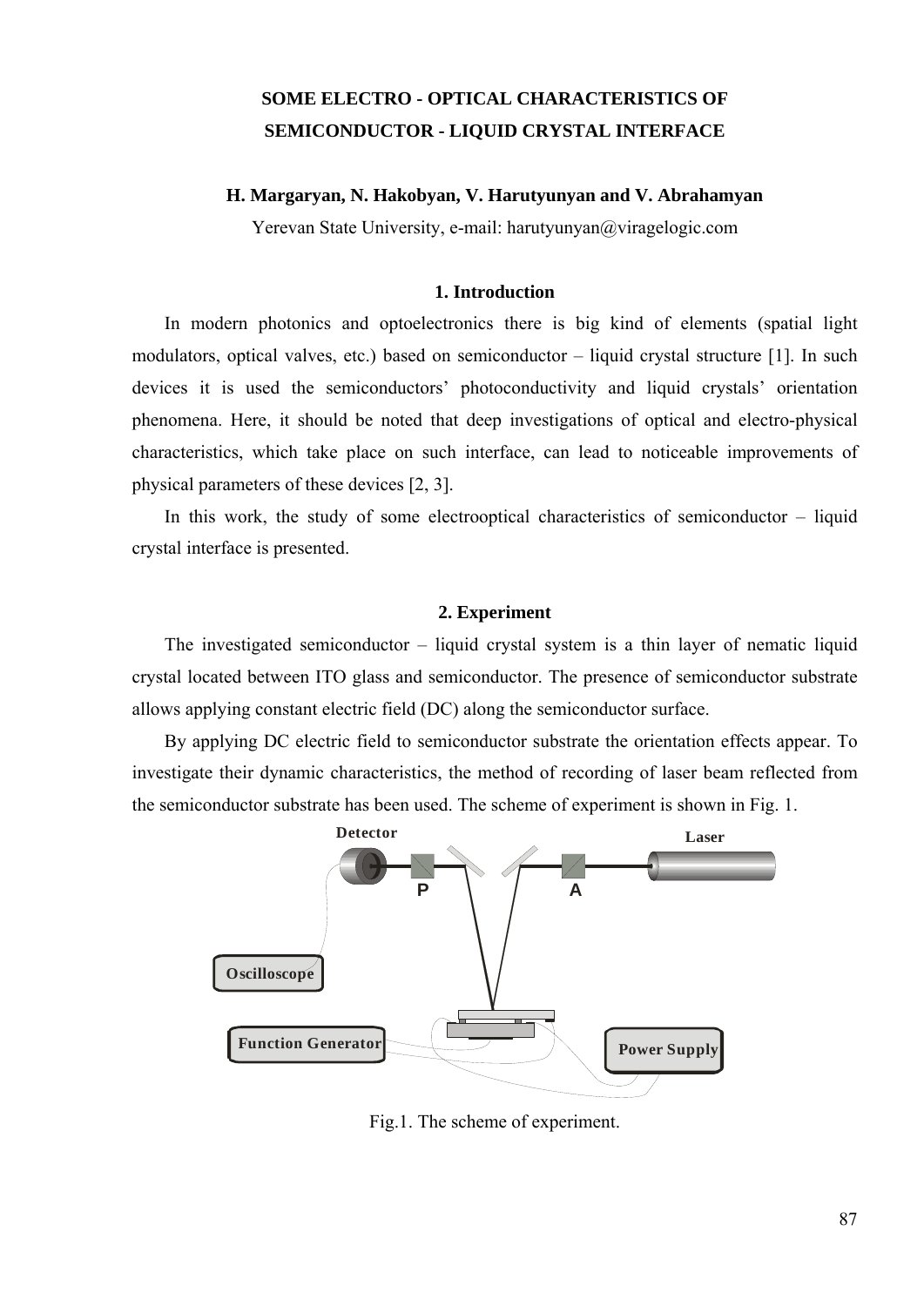# SOME ELECTRO - OPTICAL CHARACTERISTICS OF SEMICONDUCTOR - LIQUID CRYSTAL INTERFACE

**H. Margaryan, N. Hakobyan, V. Harutyunyan and V. Abrahamyan**

Yerevan State University, e-mail: harutyunyan@viragelogic.com

## 1. Introduction

In modern photonics and optoelectronics there is big kind of elements (spatial light modulators, optical valves, etc.) based on semiconductor – liquid crystal structure [1]. In such devices it is used the semiconductors' photoconductivity and liquid crystals' orientation phenomena. Here, it should be noted that deep investigations of optical and electro-physical characteristics, which take place on such interface, can lead to noticeable improvements of physical parameters of these devices [2, 3].

In this work, the study of some electrooptical characteristics of semiconductor – liquid crystal interface is presented.

## 2. Experiment

The investigated semiconductor – liquid crystal system is a thin layer of nematic liquid crystal located between ITO glass and semiconductor. The presence of semiconductor substrate allows applying constant electric field (DC) along the semiconductor surface.

By applying DC electric field to semiconductor substrate the orientation effects appear. To investigate their dynamic characteristics, the method of recording of laser beam reflected from the semiconductor substrate has been used. The scheme of experiment is shown in Fig. 1.

Fig.1. The scheme of experiment.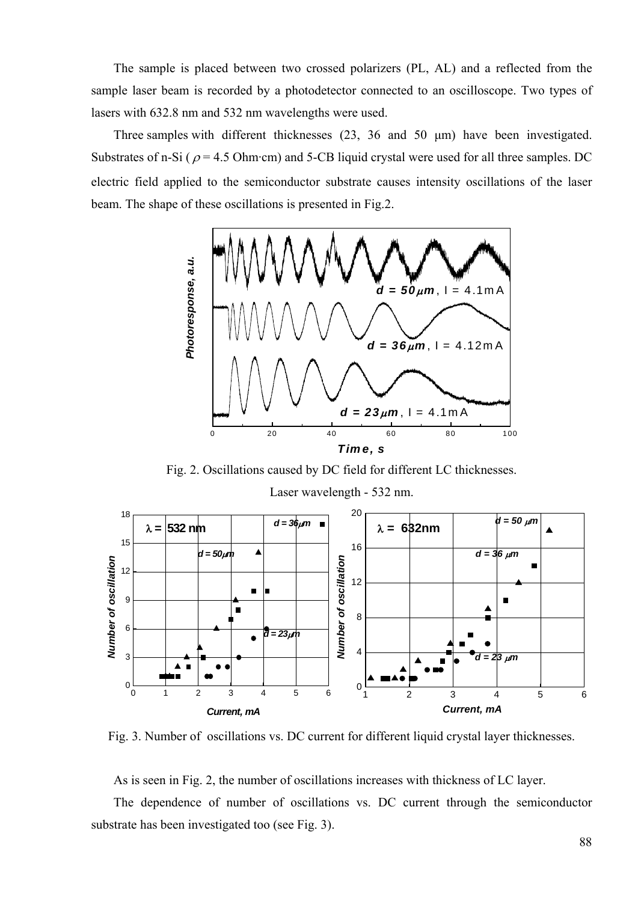The sample is placed between two crossed polarizers (PL, AL) and a reflected from the sample laser beam is recorded by a photodetector connected to an oscilloscope. Two types of lasers with 632.8 nm and 532 nm wavelengths were used.

Three samples with different thicknesses (23, 36 and 50 μm) have been investigated. Substrates of n-Si ( $\rho$ = 4.5 Ohm·cm) and 5-CB liquid crystal were used for all three samples. DC electric field applied to the semiconductor substrate causes intensity oscillations of the laser beam. The shape of these oscillations is presented in Fig.2.

Fig. 2. Oscillations caused by DC field for different LC thicknesses.

Laser wavelength - 532 nm.

Fig. 3. Number of oscillations vs. DC current for different liquid crystal layer thicknesses.

As is seen in Fig. 2, the number of oscillations increases with thickness of LC layer.

The dependence of number of oscillations vs. DC current through the semiconductor substrate has been investigated too (see Fig. 3).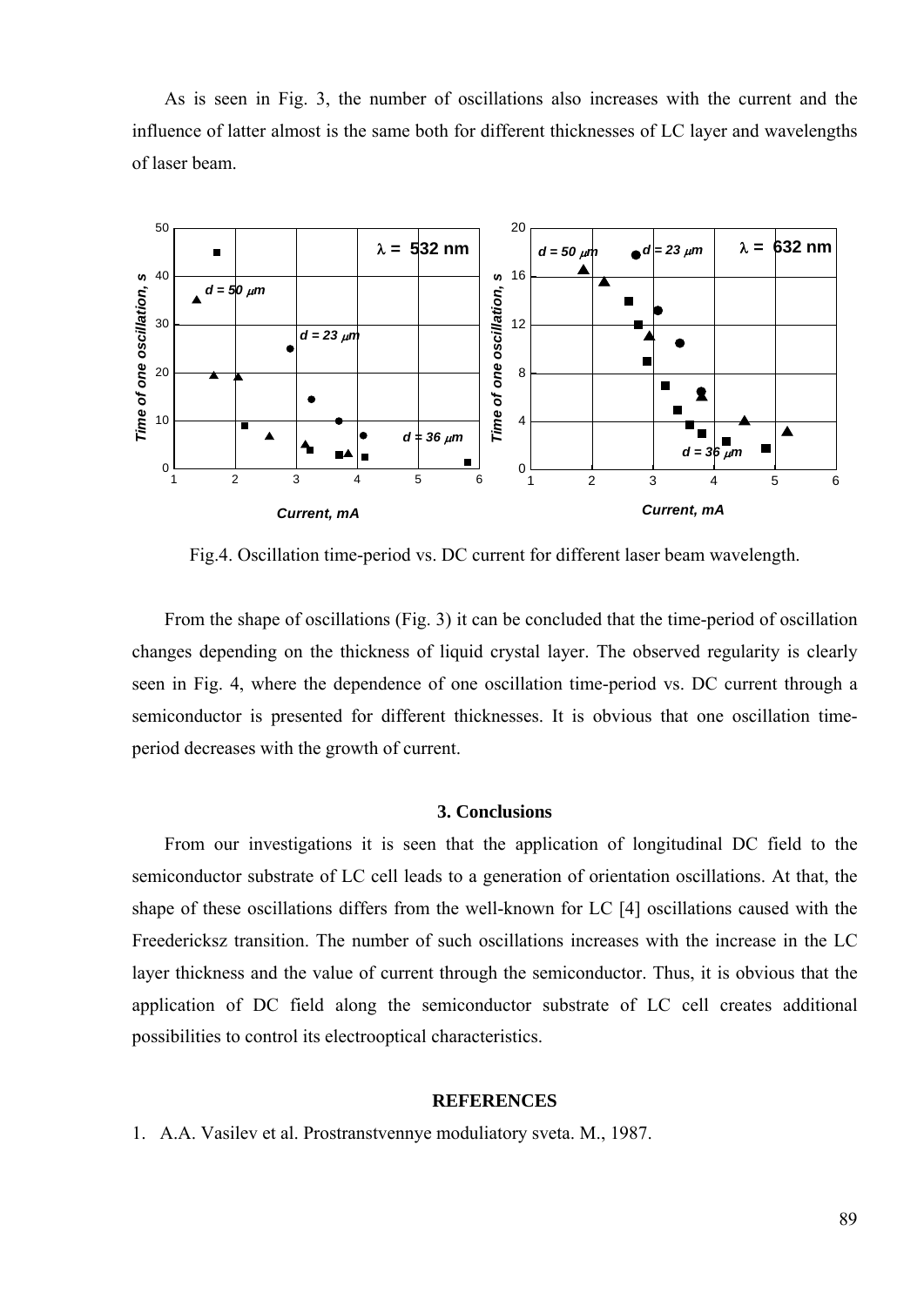As is seen in Fig. 3, the number of oscillations also increases with the current and the influence of latter almost is the same both for different thicknesses of LC layer and wavelengths of laser beam.

Fig.4. Oscillation time-period vs. DC current for different laser beam wavelength.

From the shape of oscillations (Fig. 3) it can be concluded that the time-period of oscillation changes depending on the thickness of liquid crystal layer. The observed regularity is clearly seen in Fig. 4, where the dependence of one oscillation time-period vs. DC current through a semiconductor is presented for different thicknesses. It is obvious that one oscillation time-period decreases with the growth of current.

## 3. Conclusions

From our investigations it is seen that the application of longitudinal DC field to the semiconductor substrate of LC cell leads to a generation of orientation oscillations. At that, the shape of these oscillations differs from the well-known for LC [4] oscillations caused with the Freedericksz transition. The number of such oscillations increases with the increase in the LC layer thickness and the value of current through the semiconductor. Thus, it is obvious that the application of DC field along the semiconductor substrate of LC cell creates additional possibilities to control its electrooptical characteristics.

## REFERENCES

1. A.A. Vasilev et al. Prostranstvennye moduliatory sveta. M., 1987.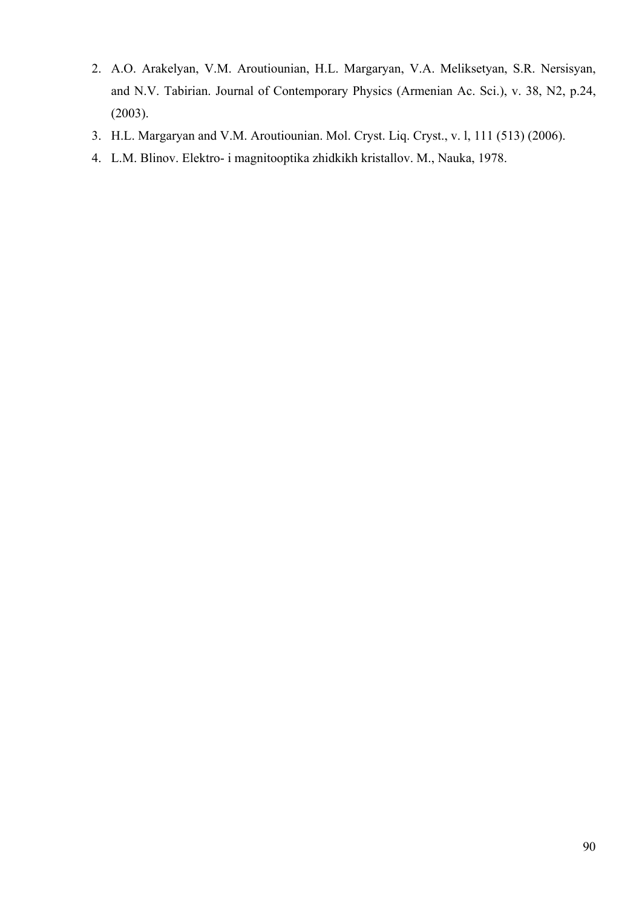2. A.O. Arakelyan, V.M. Aroutiounian, H.L. Margaryan, V.A. Meliksetyan, S.R. Nersisyan, and N.V. Tabirian. Journal of Contemporary Physics (Armenian Ac. Sci.), v. 38, N2, p.24, (2003).
3. H.L. Margaryan and V.M. Aroutiounian. Mol. Cryst. Liq. Cryst., v. l, 111 (513) (2006).
4. L.M. Blinov. Elektro- i magnitooptika zhidkikh kristallov. M., Nauka, 1978.